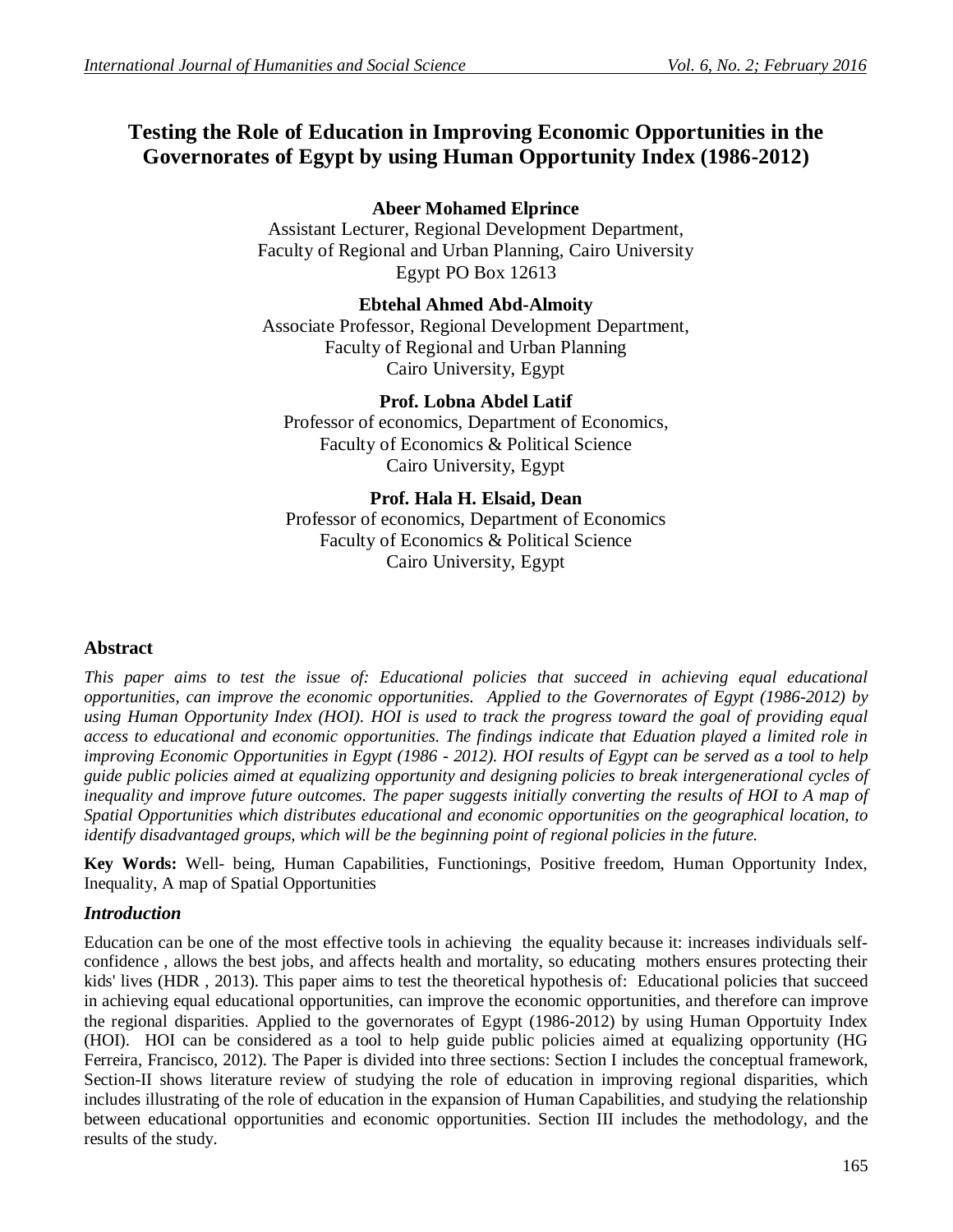# Testing the Role of Education in Improving Economic Opportunities in the Governorates of Egypt by using Human Opportunity Index (1986-2012)

**Abeer Mohamed Elprince**
Assistant Lecturer, Regional Development Department,
Faculty of Regional and Urban Planning, Cairo University
Egypt PO Box 12613

**Ebtehal Ahmed Abd-Almoity**
Associate Professor, Regional Development Department,
Faculty of Regional and Urban Planning
Cairo University, Egypt

**Prof. Lobna Abdel Latif**
Professor of economics, Department of Economics,
Faculty of Economics & Political Science
Cairo University, Egypt

**Prof. Hala H. Elsaid, Dean**
Professor of economics, Department of Economics
Faculty of Economics & Political Science
Cairo University, Egypt

## Abstract

*This paper aims to test the issue of: Educational policies that succeed in achieving equal educational opportunities, can improve the economic opportunities. Applied to the Governorates of Egypt (1986-2012) by using Human Opportunity Index (HOI). HOI is used to track the progress toward the goal of providing equal access to educational and economic opportunities. The findings indicate that Eduation played a limited role in improving Economic Opportunities in Egypt (1986 - 2012). HOI results of Egypt can be served as a tool to help guide public policies aimed at equalizing opportunity and designing policies to break intergenerational cycles of inequality and improve future outcomes. The paper suggests initially converting the results of HOI to A map of Spatial Opportunities which distributes educational and economic opportunities on the geographical location, to identify disadvantaged groups, which will be the beginning point of regional policies in the future.*

**Key Words:** Well- being, Human Capabilities, Functionings, Positive freedom, Human Opportunity Index, Inequality, A map of Spatial Opportunities

## *Introduction*

Education can be one of the most effective tools in achieving the equality because it: increases individuals self-confidence , allows the best jobs, and affects health and mortality, so educating mothers ensures protecting their kids' lives (HDR , 2013). This paper aims to test the theoretical hypothesis of: Educational policies that succeed in achieving equal educational opportunities, can improve the economic opportunities, and therefore can improve the regional disparities. Applied to the governorates of Egypt (1986-2012) by using Human Opportuity Index (HOI). HOI can be considered as a tool to help guide public policies aimed at equalizing opportunity (HG Ferreira, Francisco, 2012). The Paper is divided into three sections: Section I includes the conceptual framework, Section-II shows literature review of studying the role of education in improving regional disparities, which includes illustrating of the role of education in the expansion of Human Capabilities, and studying the relationship between educational opportunities and economic opportunities. Section III includes the methodology, and the results of the study.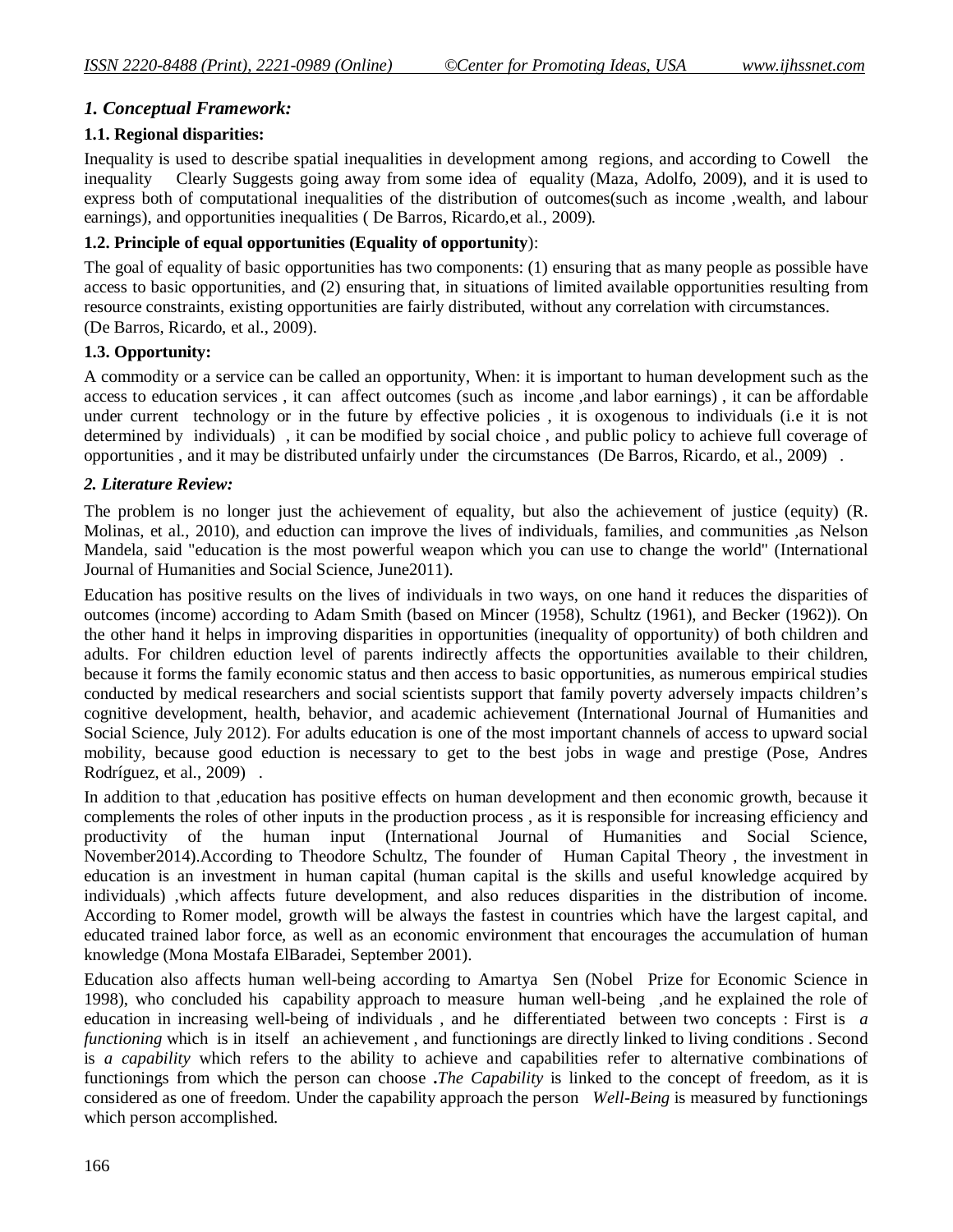## *1. Conceptual Framework:*

### 1.1. Regional disparities:

Inequality is used to describe spatial inequalities in development among regions, and according to Cowell the inequality Clearly Suggests going away from some idea of equality (Maza, Adolfo, 2009), and it is used to express both of computational inequalities of the distribution of outcomes(such as income ,wealth, and labour earnings), and opportunities inequalities ( De Barros, Ricardo,et al., 2009).

### 1.2. Principle of equal opportunities (Equality of opportunity):

The goal of equality of basic opportunities has two components: (1) ensuring that as many people as possible have access to basic opportunities, and (2) ensuring that, in situations of limited available opportunities resulting from resource constraints, existing opportunities are fairly distributed, without any correlation with circumstances. (De Barros, Ricardo, et al., 2009).

### 1.3. Opportunity:

A commodity or a service can be called an opportunity, When: it is important to human development such as the access to education services , it can affect outcomes (such as income ,and labor earnings) , it can be affordable under current technology or in the future by effective policies , it is oxogenous to individuals (i.e it is not determined by individuals) , it can be modified by social choice , and public policy to achieve full coverage of opportunities , and it may be distributed unfairly under the circumstances (De Barros, Ricardo, et al., 2009) .

## *2. Literature Review:*

The problem is no longer just the achievement of equality, but also the achievement of justice (equity) (R. Molinas, et al., 2010), and eduction can improve the lives of individuals, families, and communities ,as Nelson Mandela, said "education is the most powerful weapon which you can use to change the world" (International Journal of Humanities and Social Science, June2011).

Education has positive results on the lives of individuals in two ways, on one hand it reduces the disparities of outcomes (income) according to Adam Smith (based on Mincer (1958), Schultz (1961), and Becker (1962)). On the other hand it helps in improving disparities in opportunities (inequality of opportunity) of both children and adults. For children eduction level of parents indirectly affects the opportunities available to their children, because it forms the family economic status and then access to basic opportunities, as numerous empirical studies conducted by medical researchers and social scientists support that family poverty adversely impacts children's cognitive development, health, behavior, and academic achievement (International Journal of Humanities and Social Science, July 2012). For adults education is one of the most important channels of access to upward social mobility, because good eduction is necessary to get to the best jobs in wage and prestige (Pose, Andres Rodríguez, et al., 2009) .

In addition to that ,education has positive effects on human development and then economic growth, because it complements the roles of other inputs in the production process , as it is responsible for increasing efficiency and productivity of the human input (International Journal of Humanities and Social Science, November2014).According to Theodore Schultz, The founder of Human Capital Theory , the investment in education is an investment in human capital (human capital is the skills and useful knowledge acquired by individuals) ,which affects future development, and also reduces disparities in the distribution of income. According to Romer model, growth will be always the fastest in countries which have the largest capital, and educated trained labor force, as well as an economic environment that encourages the accumulation of human knowledge (Mona Mostafa ElBaradei, September 2001).

Education also affects human well-being according to Amartya Sen (Nobel Prize for Economic Science in 1998), who concluded his capability approach to measure human well-being ,and he explained the role of education in increasing well-being of individuals , and he differentiated between two concepts : First is *a functioning* which is in itself an achievement , and functionings are directly linked to living conditions . Second is *a capability* which refers to the ability to achieve and capabilities refer to alternative combinations of functionings from which the person can choose **.***The Capability* is linked to the concept of freedom, as it is considered as one of freedom. Under the capability approach the person *Well-Being* is measured by functionings which person accomplished.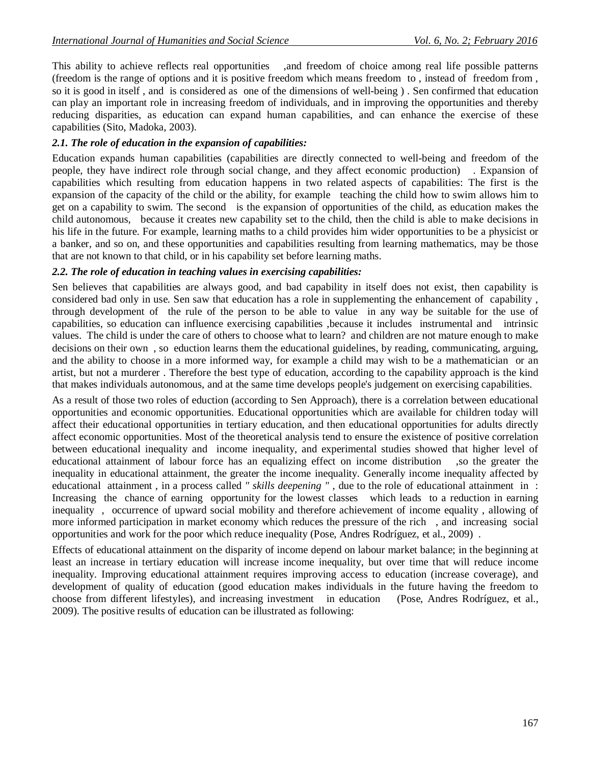This ability to achieve reflects real opportunities ,and freedom of choice among real life possible patterns (freedom is the range of options and it is positive freedom which means freedom to , instead of freedom from , so it is good in itself , and is considered as one of the dimensions of well-being ) . Sen confirmed that education can play an important role in increasing freedom of individuals, and in improving the opportunities and thereby reducing disparities, as education can expand human capabilities, and can enhance the exercise of these capabilities (Sito, Madoka, 2003).

### *2.1. The role of education in the expansion of capabilities:*

Education expands human capabilities (capabilities are directly connected to well-being and freedom of the people, they have indirect role through social change, and they affect economic production) . Expansion of capabilities which resulting from education happens in two related aspects of capabilities: The first is the expansion of the capacity of the child or the ability, for example teaching the child how to swim allows him to get on a capability to swim. The second is the expansion of opportunities of the child, as education makes the child autonomous, because it creates new capability set to the child, then the child is able to make decisions in his life in the future. For example, learning maths to a child provides him wider opportunities to be a physicist or a banker, and so on, and these opportunities and capabilities resulting from learning mathematics, may be those that are not known to that child, or in his capability set before learning maths.

### *2.2. The role of education in teaching values in exercising capabilities:*

Sen believes that capabilities are always good, and bad capability in itself does not exist, then capability is considered bad only in use. Sen saw that education has a role in supplementing the enhancement of capability , through development of the rule of the person to be able to value in any way be suitable for the use of capabilities, so education can influence exercising capabilities ,because it includes instrumental and intrinsic values. The child is under the care of others to choose what to learn? and children are not mature enough to make decisions on their own , so eduction learns them the educational guidelines, by reading, communicating, arguing, and the ability to choose in a more informed way, for example a child may wish to be a mathematician or an artist, but not a murderer . Therefore the best type of education, according to the capability approach is the kind that makes individuals autonomous, and at the same time develops people's judgement on exercising capabilities.

As a result of those two roles of eduction (according to Sen Approach), there is a correlation between educational opportunities and economic opportunities. Educational opportunities which are available for children today will affect their educational opportunities in tertiary education, and then educational opportunities for adults directly affect economic opportunities. Most of the theoretical analysis tend to ensure the existence of positive correlation between educational inequality and income inequality, and experimental studies showed that higher level of educational attainment of labour force has an equalizing effect on income distribution ,so the greater the inequality in educational attainment, the greater the income inequality. Generally income inequality affected by educational attainment , in a process called *" skills deepening "* , due to the role of educational attainment in : Increasing the chance of earning opportunity for the lowest classes which leads to a reduction in earning inequality , occurrence of upward social mobility and therefore achievement of income equality , allowing of more informed participation in market economy which reduces the pressure of the rich , and increasing social opportunities and work for the poor which reduce inequality (Pose, Andres Rodríguez, et al., 2009) .

Effects of educational attainment on the disparity of income depend on labour market balance; in the beginning at least an increase in tertiary education will increase income inequality, but over time that will reduce income inequality. Improving educational attainment requires improving access to education (increase coverage), and development of quality of education (good education makes individuals in the future having the freedom to choose from different lifestyles), and increasing investment in education (Pose, Andres Rodríguez, et al., 2009). The positive results of education can be illustrated as following: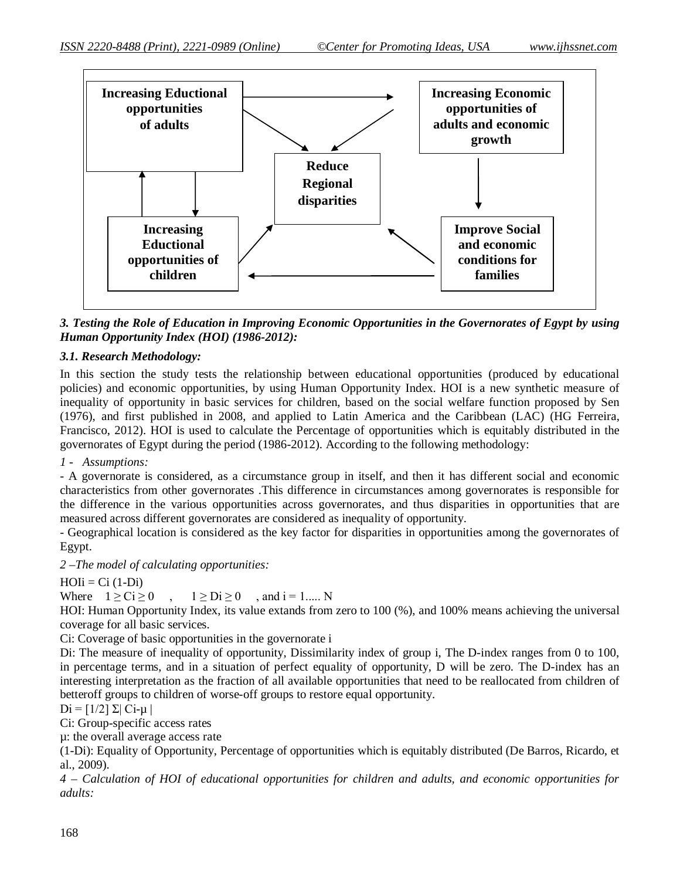Increasing Eductional opportunities of adults

Increasing Economic opportunities of adults and economic growth

Reduce Regional disparities

Increasing Eductional opportunities of children

Improve Social and economic conditions for families

### *3. Testing the Role of Education in Improving Economic Opportunities in the Governorates of Egypt by using Human Opportunity Index (HOI) (1986-2012):*

#### *3.1. Research Methodology:*

In this section the study tests the relationship between educational opportunities (produced by educational policies) and economic opportunities, by using Human Opportunity Index. HOI is a new synthetic measure of inequality of opportunity in basic services for children, based on the social welfare function proposed by Sen (1976), and first published in 2008, and applied to Latin America and the Caribbean (LAC) (HG Ferreira, Francisco, 2012). HOI is used to calculate the Percentage of opportunities which is equitably distributed in the governorates of Egypt during the period (1986-2012). According to the following methodology:

*1 - Assumptions:*

- A governorate is considered, as a circumstance group in itself, and then it has different social and economic characteristics from other governorates .This difference in circumstances among governorates is responsible for the difference in the various opportunities across governorates, and thus disparities in opportunities that are measured across different governorates are considered as inequality of opportunity.
- Geographical location is considered as the key factor for disparities in opportunities among the governorates of Egypt.

*2 –The model of calculating opportunities:*

$HOI_i = C_i (1-D_i)$

Where $1 \geq C_i \geq 0$ , $1 \geq D_i \geq 0$ , and $i = 1..... N$

HOI: Human Opportunity Index, its value extands from zero to 100 (%), and 100% means achieving the universal coverage for all basic services.

$C_i$: Coverage of basic opportunities in the governorate i

$D_i$: The measure of inequality of opportunity, Dissimilarity index of group i, The D-index ranges from 0 to 100, in percentage terms, and in a situation of perfect equality of opportunity, D will be zero. The D-index has an interesting interpretation as the fraction of all available opportunities that need to be reallocated from children of betteroff groups to children of worse-off groups to restore equal opportunity.

$D_i = [1/2] \Sigma | C_i - \mu |$

$C_i$: Group-specific access rates

µ: the overall average access rate

$(1-D_i)$: Equality of Opportunity, Percentage of opportunities which is equitably distributed (De Barros, Ricardo, et al., 2009).

*4 – Calculation of HOI of educational opportunities for children and adults, and economic opportunities for adults:*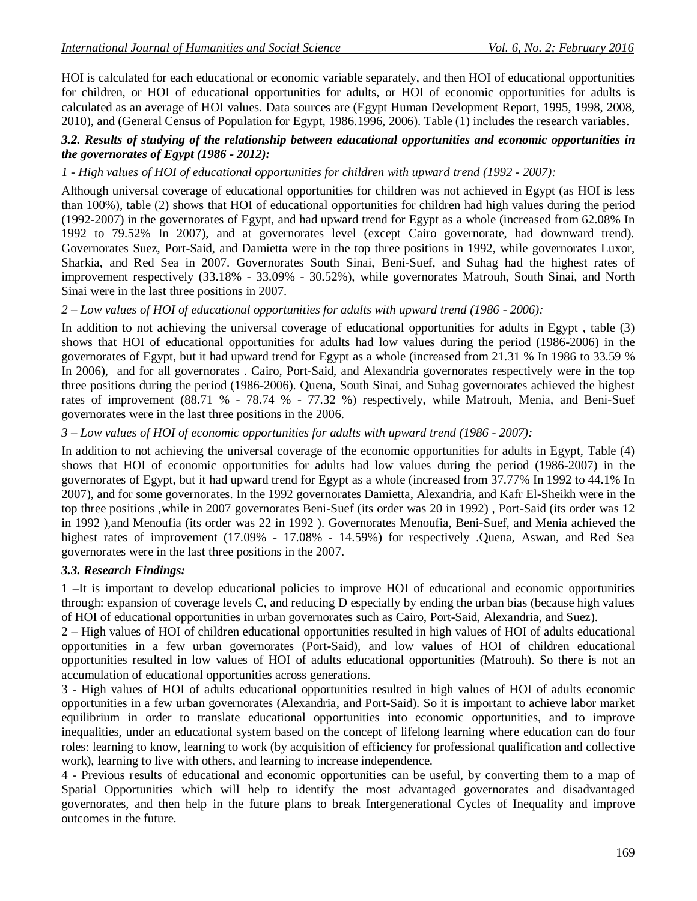HOI is calculated for each educational or economic variable separately, and then HOI of educational opportunities for children, or HOI of educational opportunities for adults, or HOI of economic opportunities for adults is calculated as an average of HOI values. Data sources are (Egypt Human Development Report, 1995, 1998, 2008, 2010), and (General Census of Population for Egypt, 1986.1996, 2006). Table (1) includes the research variables.

### *3.2. Results of studying of the relationship between educational opportunities and economic opportunities in the governorates of Egypt (1986 - 2012):*

*1 - High values of HOI of educational opportunities for children with upward trend (1992 - 2007):*

Although universal coverage of educational opportunities for children was not achieved in Egypt (as HOI is less than 100%), table (2) shows that HOI of educational opportunities for children had high values during the period (1992-2007) in the governorates of Egypt, and had upward trend for Egypt as a whole (increased from 62.08% In 1992 to 79.52% In 2007), and at governorates level (except Cairo governorate, had downward trend). Governorates Suez, Port-Said, and Damietta were in the top three positions in 1992, while governorates Luxor, Sharkia, and Red Sea in 2007. Governorates South Sinai, Beni-Suef, and Suhag had the highest rates of improvement respectively (33.18% - 33.09% - 30.52%), while governorates Matrouh, South Sinai, and North Sinai were in the last three positions in 2007.

*2 – Low values of HOI of educational opportunities for adults with upward trend (1986 - 2006):*

In addition to not achieving the universal coverage of educational opportunities for adults in Egypt , table (3) shows that HOI of educational opportunities for adults had low values during the period (1986-2006) in the governorates of Egypt, but it had upward trend for Egypt as a whole (increased from 21.31 % In 1986 to 33.59 % In 2006), and for all governorates . Cairo, Port-Said, and Alexandria governorates respectively were in the top three positions during the period (1986-2006). Quena, South Sinai, and Suhag governorates achieved the highest rates of improvement (88.71 % - 78.74 % - 77.32 %) respectively, while Matrouh, Menia, and Beni-Suef governorates were in the last three positions in the 2006.

*3 – Low values of HOI of economic opportunities for adults with upward trend (1986 - 2007):*

In addition to not achieving the universal coverage of the economic opportunities for adults in Egypt, Table (4) shows that HOI of economic opportunities for adults had low values during the period (1986-2007) in the governorates of Egypt, but it had upward trend for Egypt as a whole (increased from 37.77% In 1992 to 44.1% In 2007), and for some governorates. In the 1992 governorates Damietta, Alexandria, and Kafr El-Sheikh were in the top three positions ,while in 2007 governorates Beni-Suef (its order was 20 in 1992) , Port-Said (its order was 12 in 1992 ),and Menoufia (its order was 22 in 1992 ). Governorates Menoufia, Beni-Suef, and Menia achieved the highest rates of improvement (17.09% - 17.08% - 14.59%) for respectively .Quena, Aswan, and Red Sea governorates were in the last three positions in the 2007.

### *3.3. Research Findings:*

1 –It is important to develop educational policies to improve HOI of educational and economic opportunities through: expansion of coverage levels C, and reducing D especially by ending the urban bias (because high values of HOI of educational opportunities in urban governorates such as Cairo, Port-Said, Alexandria, and Suez).

2 – High values of HOI of children educational opportunities resulted in high values of HOI of adults educational opportunities in a few urban governorates (Port-Said), and low values of HOI of children educational opportunities resulted in low values of HOI of adults educational opportunities (Matrouh). So there is not an accumulation of educational opportunities across generations.

3 - High values of HOI of adults educational opportunities resulted in high values of HOI of adults economic opportunities in a few urban governorates (Alexandria, and Port-Said). So it is important to achieve labor market equilibrium in order to translate educational opportunities into economic opportunities, and to improve inequalities, under an educational system based on the concept of lifelong learning where education can do four roles: learning to know, learning to work (by acquisition of efficiency for professional qualification and collective work), learning to live with others, and learning to increase independence.

4 - Previous results of educational and economic opportunities can be useful, by converting them to a map of Spatial Opportunities which will help to identify the most advantaged governorates and disadvantaged governorates, and then help in the future plans to break Intergenerational Cycles of Inequality and improve outcomes in the future.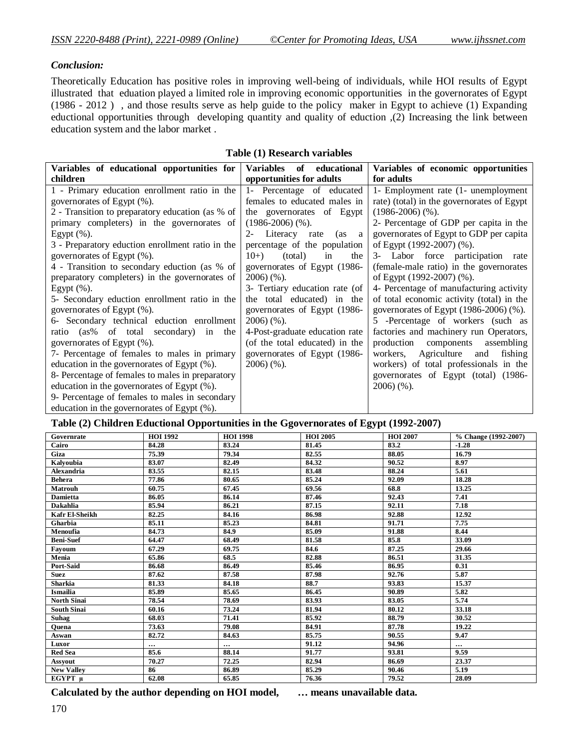*Conclusion:*

Theoretically Education has positive roles in improving well-being of individuals, while HOI results of Egypt illustrated that eduation played a limited role in improving economic opportunities in the governorates of Egypt (1986 - 2012 ) , and those results serve as help guide to the policy maker in Egypt to achieve (1) Expanding eductional opportunities through developing quantity and quality of eduction ,(2) Increasing the link between education system and the labor market .

**Table (1) Research variables**

| Variables of educational opportunities for children | Variables of educational opportunities for adults | Variables of economic opportunities for adults |
|---|---|---|
| 1 - Primary education enrollment ratio in the governorates of Egypt (%).<br>2 - Transition to preparatory education (as % of primary completers) in the governorates of Egypt (%).<br>3 - Preparatory eduction enrollment ratio in the governorates of Egypt (%).<br>4 - Transition to secondary eduction (as % of preparatory completers) in the governorates of Egypt (%).<br>5- Secondary eduction enrollment ratio in the governorates of Egypt (%).<br>6- Secondary technical eduction enrollment ratio (as% of total secondary) in the governorates of Egypt (%).<br>7- Percentage of females to males in primary education in the governorates of Egypt (%).<br>8- Percentage of females to males in preparatory education in the governorates of Egypt (%).<br>9- Percentage of females to males in secondary education in the governorates of Egypt (%). | 1- Percentage of educated females to educated males in the governorates of Egypt (1986-2006) (%).<br>2- Literacy rate (as a percentage of the population 10+) (total) in the governorates of Egypt (1986-2006) (%).<br>3- Tertiary education rate (of the total educated) in the governorates of Egypt (1986-2006) (%).<br>4-Post-graduate education rate (of the total educated) in the governorates of Egypt (1986-2006) (%). | 1- Employment rate (1- unemployment rate) (total) in the governorates of Egypt (1986-2006) (%).<br>2- Percentage of GDP per capita in the governorates of Egypt to GDP per capita of Egypt (1992-2007) (%).<br>3- Labor force participation rate (female-male ratio) in the governorates of Egypt (1992-2007) (%).<br>4- Percentage of manufacturing activity of total economic activity (total) in the governorates of Egypt (1986-2006) (%).<br>5 -Percentage of workers (such as factories and machinery run Operators, production components assembling workers, Agriculture and fishing workers) of total professionals in the governorates of Egypt (total) (1986-2006) (%). |

**Table (2) Children Eductional Opportunities in the Ggovernorates of Egypt (1992-2007)**

| Governrate | HOI 1992 | HOI 1998 | HOI 2005 | HOI 2007 | % Change (1992-2007) |
|---|---|---|---|---|---|
| Cairo | 84.28 | 83.24 | 81.45 | 83.2 | -1.28 |
| Giza | 75.39 | 79.34 | 82.55 | 88.05 | 16.79 |
| Kalyoubia | 83.07 | 82.49 | 84.32 | 90.52 | 8.97 |
| Alexandria | 83.55 | 82.15 | 83.48 | 88.24 | 5.61 |
| Behera | 77.86 | 80.65 | 85.24 | 92.09 | 18.28 |
| Matrouh | 60.75 | 67.45 | 69.56 | 68.8 | 13.25 |
| Damietta | 86.05 | 86.14 | 87.46 | 92.43 | 7.41 |
| Dakahlia | 85.94 | 86.21 | 87.15 | 92.11 | 7.18 |
| Kafr El-Sheikh | 82.25 | 84.16 | 86.98 | 92.88 | 12.92 |
| Gharbia | 85.11 | 85.23 | 84.81 | 91.71 | 7.75 |
| Menoufia | 84.73 | 84.9 | 85.09 | 91.88 | 8.44 |
| Beni-Suef | 64.47 | 68.49 | 81.58 | 85.8 | 33.09 |
| Fayoum | 67.29 | 69.75 | 84.6 | 87.25 | 29.66 |
| Menia | 65.86 | 68.5 | 82.88 | 86.51 | 31.35 |
| Port-Said | 86.68 | 86.49 | 85.46 | 86.95 | 0.31 |
| Suez | 87.62 | 87.58 | 87.98 | 92.76 | 5.87 |
| Sharkia | 81.33 | 84.18 | 88.7 | 93.83 | 15.37 |
| Ismailia | 85.89 | 85.65 | 86.45 | 90.89 | 5.82 |
| North Sinai | 78.54 | 78.69 | 83.93 | 83.05 | 5.74 |
| South Sinai | 60.16 | 73.24 | 81.94 | 80.12 | 33.18 |
| Suhag | 68.03 | 71.41 | 85.92 | 88.79 | 30.52 |
| Quena | 73.63 | 79.08 | 84.91 | 87.78 | 19.22 |
| Aswan | 82.72 | 84.63 | 85.75 | 90.55 | 9.47 |
| Luxor | … | … | 91.12 | 94.96 | … |
| Red Sea | 85.6 | 88.14 | 91.77 | 93.81 | 9.59 |
| Assyout | 70.27 | 72.25 | 82.94 | 86.69 | 23.37 |
| New Valley | 86 | 86.89 | 85.29 | 90.46 | 5.19 |
| EGYPT µ | 62.08 | 65.85 | 76.36 | 79.52 | 28.09 |

**Calculated by the author depending on HOI model, … means unavailable data.**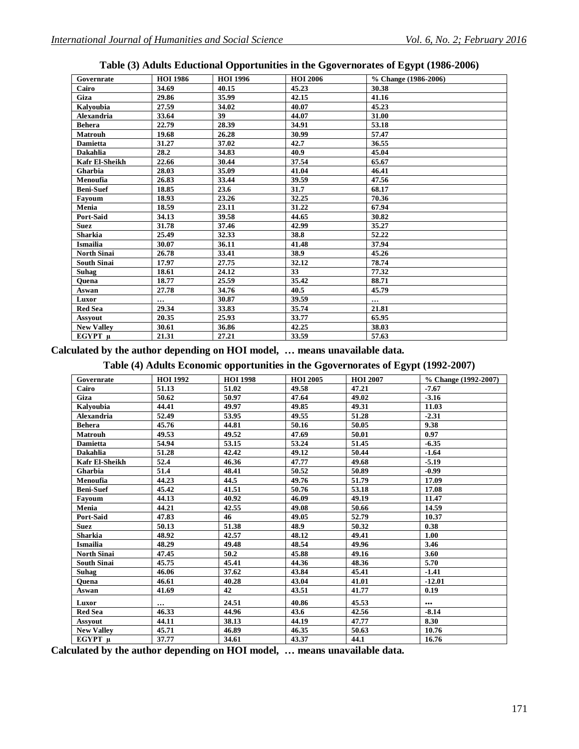**Table (3) Adults Eductional Opportunities in the Ggovernorates of Egypt (1986-2006)**

| Governrate | HOI 1986 | HOI 1996 | HOI 2006 | % Change (1986-2006) |
|---|---|---|---|---|
| Cairo | 34.69 | 40.15 | 45.23 | 30.38 |
| Giza | 29.86 | 35.99 | 42.15 | 41.16 |
| Kalyoubia | 27.59 | 34.02 | 40.07 | 45.23 |
| Alexandria | 33.64 | 39 | 44.07 | 31.00 |
| Behera | 22.79 | 28.39 | 34.91 | 53.18 |
| Matrouh | 19.68 | 26.28 | 30.99 | 57.47 |
| Damietta | 31.27 | 37.02 | 42.7 | 36.55 |
| Dakahlia | 28.2 | 34.83 | 40.9 | 45.04 |
| Kafr El-Sheikh | 22.66 | 30.44 | 37.54 | 65.67 |
| Gharbia | 28.03 | 35.09 | 41.04 | 46.41 |
| Menoufia | 26.83 | 33.44 | 39.59 | 47.56 |
| Beni-Suef | 18.85 | 23.6 | 31.7 | 68.17 |
| Fayoum | 18.93 | 23.26 | 32.25 | 70.36 |
| Menia | 18.59 | 23.11 | 31.22 | 67.94 |
| Port-Said | 34.13 | 39.58 | 44.65 | 30.82 |
| Suez | 31.78 | 37.46 | 42.99 | 35.27 |
| Sharkia | 25.49 | 32.33 | 38.8 | 52.22 |
| Ismailia | 30.07 | 36.11 | 41.48 | 37.94 |
| North Sinai | 26.78 | 33.41 | 38.9 | 45.26 |
| South Sinai | 17.97 | 27.75 | 32.12 | 78.74 |
| Suhag | 18.61 | 24.12 | 33 | 77.32 |
| Quena | 18.77 | 25.59 | 35.42 | 88.71 |
| Aswan | 27.78 | 34.76 | 40.5 | 45.79 |
| Luxor | … | 30.87 | 39.59 | … |
| Red Sea | 29.34 | 33.83 | 35.74 | 21.81 |
| Assyout | 20.35 | 25.93 | 33.77 | 65.95 |
| New Valley | 30.61 | 36.86 | 42.25 | 38.03 |
| EGYPT μ | 21.31 | 27.21 | 33.59 | 57.63 |

**Calculated by the author depending on HOI model, … means unavailable data.**

**Table (4) Adults Economic opportunities in the Ggovernorates of Egypt (1992-2007)**

| Governrate | HOI 1992 | HOI 1998 | HOI 2005 | HOI 2007 | % Change (1992-2007) |
|---|---|---|---|---|---|
| Cairo | 51.13 | 51.02 | 49.58 | 47.21 | -7.67 |
| Giza | 50.62 | 50.97 | 47.64 | 49.02 | -3.16 |
| Kalyoubia | 44.41 | 49.97 | 49.85 | 49.31 | 11.03 |
| Alexandria | 52.49 | 53.95 | 49.55 | 51.28 | -2.31 |
| Behera | 45.76 | 44.81 | 50.16 | 50.05 | 9.38 |
| Matrouh | 49.53 | 49.52 | 47.69 | 50.01 | 0.97 |
| Damietta | 54.94 | 53.15 | 53.24 | 51.45 | -6.35 |
| Dakahlia | 51.28 | 42.42 | 49.12 | 50.44 | -1.64 |
| Kafr El-Sheikh | 52.4 | 46.36 | 47.77 | 49.68 | -5.19 |
| Gharbia | 51.4 | 48.41 | 50.52 | 50.89 | -0.99 |
| Menoufia | 44.23 | 44.5 | 49.76 | 51.79 | 17.09 |
| Beni-Suef | 45.42 | 41.51 | 50.76 | 53.18 | 17.08 |
| Fayoum | 44.13 | 40.92 | 46.09 | 49.19 | 11.47 |
| Menia | 44.21 | 42.55 | 49.08 | 50.66 | 14.59 |
| Port-Said | 47.83 | 46 | 49.05 | 52.79 | 10.37 |
| Suez | 50.13 | 51.38 | 48.9 | 50.32 | 0.38 |
| Sharkia | 48.92 | 42.57 | 48.12 | 49.41 | 1.00 |
| Ismailia | 48.29 | 49.48 | 48.54 | 49.96 | 3.46 |
| North Sinai | 47.45 | 50.2 | 45.88 | 49.16 | 3.60 |
| South Sinai | 45.75 | 45.41 | 44.36 | 48.36 | 5.70 |
| Suhag | 46.06 | 37.62 | 43.84 | 45.41 | -1.41 |
| Quena | 46.61 | 40.28 | 43.04 | 41.01 | -12.01 |
| Aswan | 41.69 | 42 | 43.51 | 41.77 | 0.19 |
| Luxor | … | 24.51 | 40.86 | 45.53 | … |
| Red Sea | 46.33 | 44.96 | 43.6 | 42.56 | -8.14 |
| Assyout | 44.11 | 38.13 | 44.19 | 47.77 | 8.30 |
| New Valley | 45.71 | 46.89 | 46.35 | 50.63 | 10.76 |
| EGYPT μ | 37.77 | 34.61 | 43.37 | 44.1 | 16.76 |

**Calculated by the author depending on HOI model, … means unavailable data.**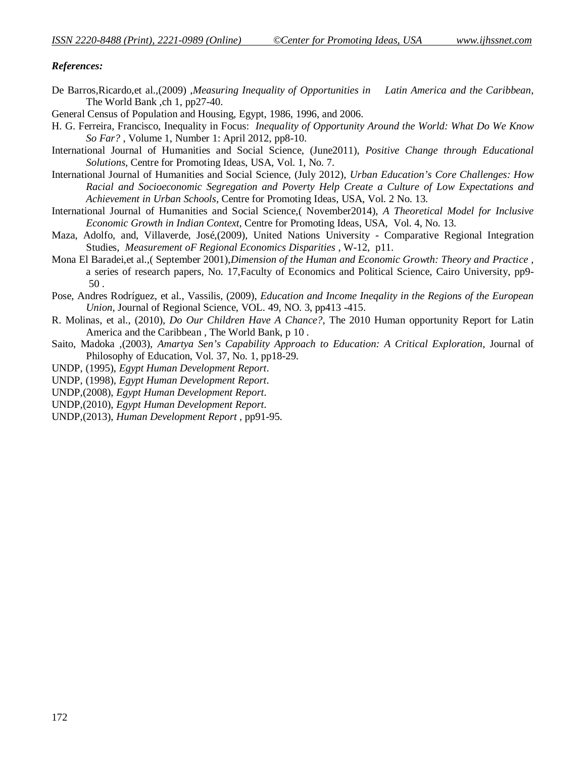*References:*

De Barros,Ricardo,et al.,(2009) ,*Measuring Inequality of Opportunities in Latin America and the Caribbean*, The World Bank ,ch 1, pp27-40.

General Census of Population and Housing, Egypt, 1986, 1996, and 2006.

H. G. Ferreira, Francisco, Inequality in Focus: *Inequality of Opportunity Around the World: What Do We Know So Far?* , Volume 1, Number 1: April 2012, pp8-10.

International Journal of Humanities and Social Science, (June2011), *Positive Change through Educational Solutions*, Centre for Promoting Ideas, USA, Vol. 1, No. 7.

International Journal of Humanities and Social Science, (July 2012), *Urban Education's Core Challenges: How Racial and Socioeconomic Segregation and Poverty Help Create a Culture of Low Expectations and Achievement in Urban Schools*, Centre for Promoting Ideas, USA, Vol. 2 No. 13.

International Journal of Humanities and Social Science,( November2014), *A Theoretical Model for Inclusive Economic Growth in Indian Context*, Centre for Promoting Ideas, USA, Vol. 4, No. 13.

Maza, Adolfo, and, Villaverde, José,(2009), United Nations University - Comparative Regional Integration Studies, *Measurement oF Regional Economics Disparities* , W-12, p11.

Mona El Baradei,et al.,( September 2001),*Dimension of the Human and Economic Growth: Theory and Practice* , a series of research papers, No. 17,Faculty of Economics and Political Science, Cairo University, pp9-50 .

Pose, Andres Rodríguez, et al., Vassilis, (2009), *Education and Income Ineqality in the Regions of the European Union*, Journal of Regional Science, VOL. 49, NO. 3, pp413 -415.

R. Molinas, et al., (2010), *Do Our Children Have A Chance?*, The 2010 Human opportunity Report for Latin America and the Caribbean , The World Bank, p 10 .

Saito, Madoka ,(2003), *Amartya Sen's Capability Approach to Education: A Critical Exploration*, Journal of Philosophy of Education, Vol. 37, No. 1, pp18-29.

UNDP, (1995), *Egypt Human Development Report*.

UNDP, (1998), *Egypt Human Development Report*.

UNDP,(2008), *Egypt Human Development Report*.

UNDP,(2010), *Egypt Human Development Report*.

UNDP,(2013), *Human Development Report* , pp91-95.